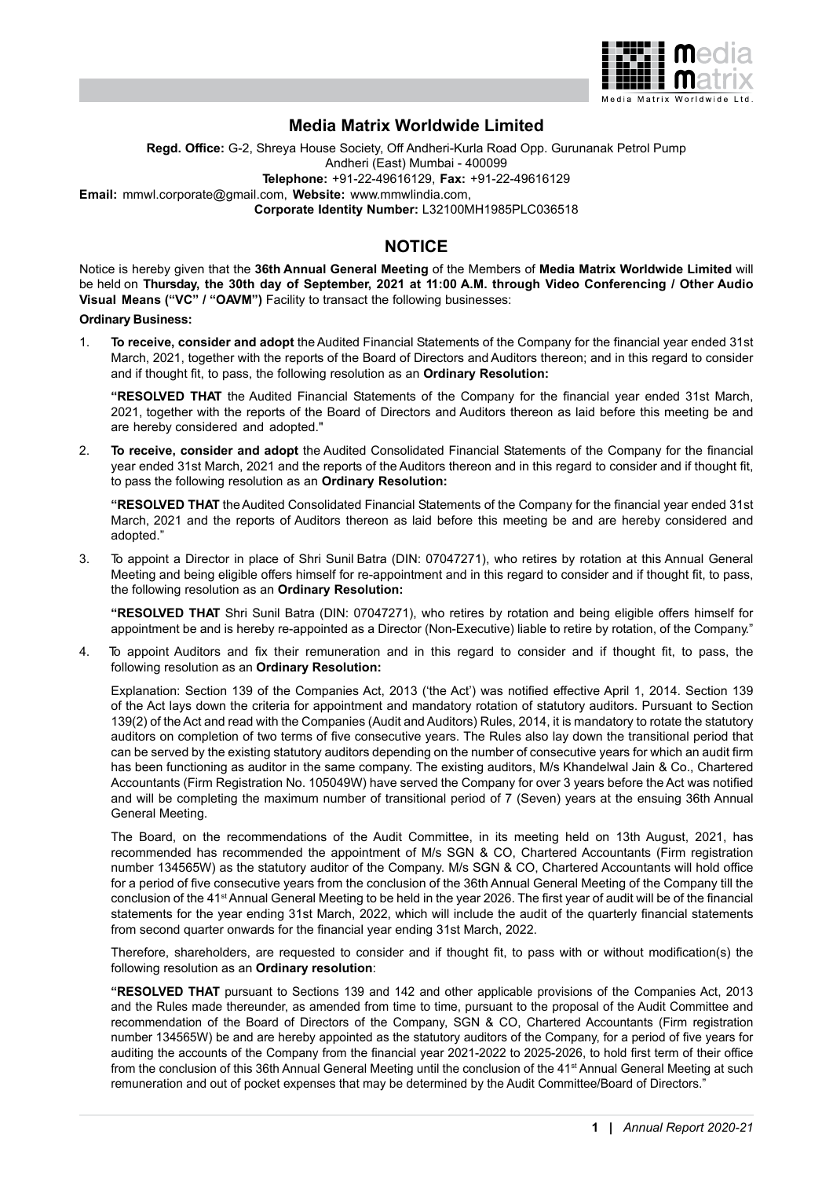# Media Matrix Worldwide Limited

**Regd. Office:** G-2, Shreya House Society, Off Andheri-Kurla Road Opp. Gurunanak Petrol Pump Andheri (East) Mumbai - 400099

**Telephone:** +91-22-49616129, **Fax:** +91-22-49616129

**Email:** mmwl.corporate@gmail.com, **Website:** www.mmwlindia.com,

**Corporate Identity Number:** L32100MH1985PLC036518

## NOTICE

Notice is hereby given that the **36th Annual General Meeting** of the Members of **Media Matrix Worldwide Limited** will be held on **Thursday, the 30th day of September, 2021 at 11:00 A.M. through Video Conferencing / Other Audio Visual Means ("VC" / "OAVM")** Facility to transact the following businesses:

**Ordinary Business:**

1. **To receive, consider and adopt** the Audited Financial Statements of the Company for the financial year ended 31st March, 2021, together with the reports of the Board of Directors and Auditors thereon; and in this regard to consider and if thought fit, to pass, the following resolution as an **Ordinary Resolution:**

   **"RESOLVED THAT** the Audited Financial Statements of the Company for the financial year ended 31st March, 2021, together with the reports of the Board of Directors and Auditors thereon as laid before this meeting be and are hereby considered and adopted."

2. **To receive, consider and adopt** the Audited Consolidated Financial Statements of the Company for the financial year ended 31st March, 2021 and the reports of the Auditors thereon and in this regard to consider and if thought fit, to pass the following resolution as an **Ordinary Resolution:**

   **"RESOLVED THAT** the Audited Consolidated Financial Statements of the Company for the financial year ended 31st March, 2021 and the reports of Auditors thereon as laid before this meeting be and are hereby considered and adopted."

3. To appoint a Director in place of Shri Sunil Batra (DIN: 07047271), who retires by rotation at this Annual General Meeting and being eligible offers himself for re-appointment and in this regard to consider and if thought fit, to pass, the following resolution as an **Ordinary Resolution:**

   **"RESOLVED THAT** Shri Sunil Batra (DIN: 07047271), who retires by rotation and being eligible offers himself for appointment be and is hereby re-appointed as a Director (Non-Executive) liable to retire by rotation, of the Company."

4. To appoint Auditors and fix their remuneration and in this regard to consider and if thought fit, to pass, the following resolution as an **Ordinary Resolution:**

   Explanation: Section 139 of the Companies Act, 2013 ('the Act') was notified effective April 1, 2014. Section 139 of the Act lays down the criteria for appointment and mandatory rotation of statutory auditors. Pursuant to Section 139(2) of the Act and read with the Companies (Audit and Auditors) Rules, 2014, it is mandatory to rotate the statutory auditors on completion of two terms of five consecutive years. The Rules also lay down the transitional period that can be served by the existing statutory auditors depending on the number of consecutive years for which an audit firm has been functioning as auditor in the same company. The existing auditors, M/s Khandelwal Jain & Co., Chartered Accountants (Firm Registration No. 105049W) have served the Company for over 3 years before the Act was notified and will be completing the maximum number of transitional period of 7 (Seven) years at the ensuing 36th Annual General Meeting.

   The Board, on the recommendations of the Audit Committee, in its meeting held on 13th August, 2021, has recommended has recommended the appointment of M/s SGN & CO, Chartered Accountants (Firm registration number 134565W) as the statutory auditor of the Company. M/s SGN & CO, Chartered Accountants will hold office for a period of five consecutive years from the conclusion of the 36th Annual General Meeting of the Company till the conclusion of the 41st Annual General Meeting to be held in the year 2026. The first year of audit will be of the financial statements for the year ending 31st March, 2022, which will include the audit of the quarterly financial statements from second quarter onwards for the financial year ending 31st March, 2022.

   Therefore, shareholders, are requested to consider and if thought fit, to pass with or without modification(s) the following resolution as an **Ordinary resolution**:

   **"RESOLVED THAT** pursuant to Sections 139 and 142 and other applicable provisions of the Companies Act, 2013 and the Rules made thereunder, as amended from time to time, pursuant to the proposal of the Audit Committee and recommendation of the Board of Directors of the Company, SGN & CO, Chartered Accountants (Firm registration number 134565W) be and are hereby appointed as the statutory auditors of the Company, for a period of five years for auditing the accounts of the Company from the financial year 2021-2022 to 2025-2026, to hold first term of their office from the conclusion of this 36th Annual General Meeting until the conclusion of the 41st Annual General Meeting at such remuneration and out of pocket expenses that may be determined by the Audit Committee/Board of Directors."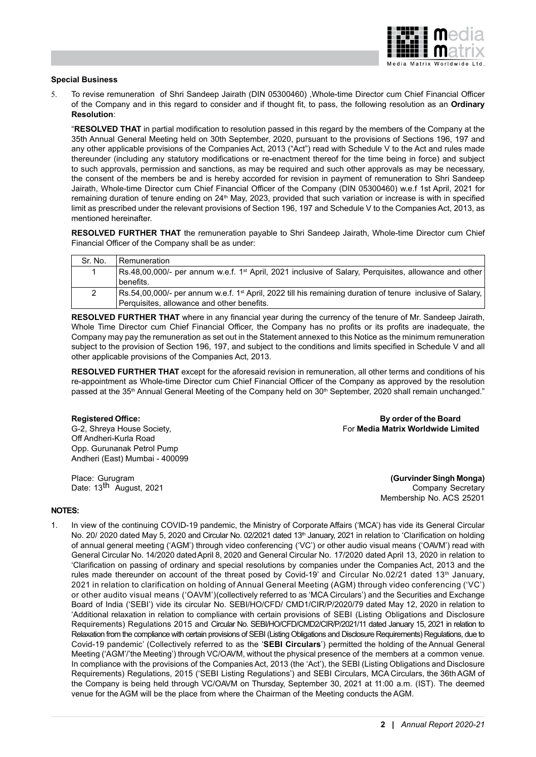## Special Business

5. To revise remuneration of Shri Sandeep Jairath (DIN 05300460) ,Whole-time Director cum Chief Financial Officer of the Company and in this regard to consider and if thought fit, to pass, the following resolution as an **Ordinary Resolution**:

"**RESOLVED THAT** in partial modification to resolution passed in this regard by the members of the Company at the 35th Annual General Meeting held on 30th September, 2020, pursuant to the provisions of Sections 196, 197 and any other applicable provisions of the Companies Act, 2013 ("Act") read with Schedule V to the Act and rules made thereunder (including any statutory modifications or re-enactment thereof for the time being in force) and subject to such approvals, permission and sanctions, as may be required and such other approvals as may be necessary, the consent of the members be and is hereby accorded for revision in payment of remuneration to Shri Sandeep Jairath, Whole-time Director cum Chief Financial Officer of the Company (DIN 05300460) w.e.f 1st April, 2021 for remaining duration of tenure ending on 24th May, 2023, provided that such variation or increase is with in specified limit as prescribed under the relevant provisions of Section 196, 197 and Schedule V to the Companies Act, 2013, as mentioned hereinafter.

**RESOLVED FURTHER THAT** the remuneration payable to Shri Sandeep Jairath, Whole-time Director cum Chief Financial Officer of the Company shall be as under:

| Sr. No. | Remuneration |
|---|---|
| 1 | Rs.48,00,000/- per annum w.e.f. 1st April, 2021 inclusive of Salary, Perquisites, allowance and other benefits. |
| 2 | Rs.54,00,000/- per annum w.e.f. 1st April, 2022 till his remaining duration of tenure inclusive of Salary, Perquisites, allowance and other benefits. |

**RESOLVED FURTHER THAT** where in any financial year during the currency of the tenure of Mr. Sandeep Jairath, Whole Time Director cum Chief Financial Officer, the Company has no profits or its profits are inadequate, the Company may pay the remuneration as set out in the Statement annexed to this Notice as the minimum remuneration subject to the provision of Section 196, 197, and subject to the conditions and limits specified in Schedule V and all other applicable provisions of the Companies Act, 2013.

**RESOLVED FURTHER THAT** except for the aforesaid revision in remuneration, all other terms and conditions of his re-appointment as Whole-time Director cum Chief Financial Officer of the Company as approved by the resolution passed at the 35th Annual General Meeting of the Company held on 30th September, 2020 shall remain unchanged."

**Registered Office:**
G-2, Shreya House Society,
Off Andheri-Kurla Road
Opp. Gurunanak Petrol Pump
Andheri (East) Mumbai - 400099

Place: Gurugram
Date: 13th August, 2021

**By order of the Board**
For **Media Matrix Worldwide Limited**

**(Gurvinder Singh Monga)**
Company Secretary
Membership No. ACS 25201

## NOTES:

1. In view of the continuing COVID-19 pandemic, the Ministry of Corporate Affairs ('MCA') has vide its General Circular No. 20/ 2020 dated May 5, 2020 and Circular No. 02/2021 dated 13th January, 2021 in relation to 'Clarification on holding of annual general meeting ('AGM') through video conferencing ('VC') or other audio visual means ('OAVM') read with General Circular No. 14/2020 dated April 8, 2020 and General Circular No. 17/2020 dated April 13, 2020 in relation to 'Clarification on passing of ordinary and special resolutions by companies under the Companies Act, 2013 and the rules made thereunder on account of the threat posed by Covid-19' and Circular No.02/21 dated 13th January, 2021 in relation to clarification on holding of Annual General Meeting (AGM) through video conferencing ('VC') or other audito visual means ('OAVM')(collectively referred to as 'MCA Circulars') and the Securities and Exchange Board of India ('SEBI') vide its circular No. SEBI/HO/CFD/ CMD1/CIR/P/2020/79 dated May 12, 2020 in relation to 'Additional relaxation in relation to compliance with certain provisions of SEBI (Listing Obligations and Disclosure Requirements) Regulations 2015 and Circular No. SEBI/HO/CFD/CMD2/CIR/P/2021/11 dated January 15, 2021 in relation to Relaxation from the compliance with certain provisions of SEBI (Listing Obligations and Disclosure Requirements) Regulations, due to Covid-19 pandemic' (Collectively referred to as the '**SEBI Circulars**') permitted the holding of the Annual General Meeting ('AGM'/'the Meeting') through VC/OAVM, without the physical presence of the members at a common venue. In compliance with the provisions of the Companies Act, 2013 (the 'Act'), the SEBI (Listing Obligations and Disclosure Requirements) Regulations, 2015 ('SEBI Listing Regulations') and SEBI Circulars, MCA Circulars, the 36th AGM of the Company is being held through VC/OAVM on Thursday, September 30, 2021 at 11:00 a.m. (IST). The deemed venue for the AGM will be the place from where the Chairman of the Meeting conducts the AGM.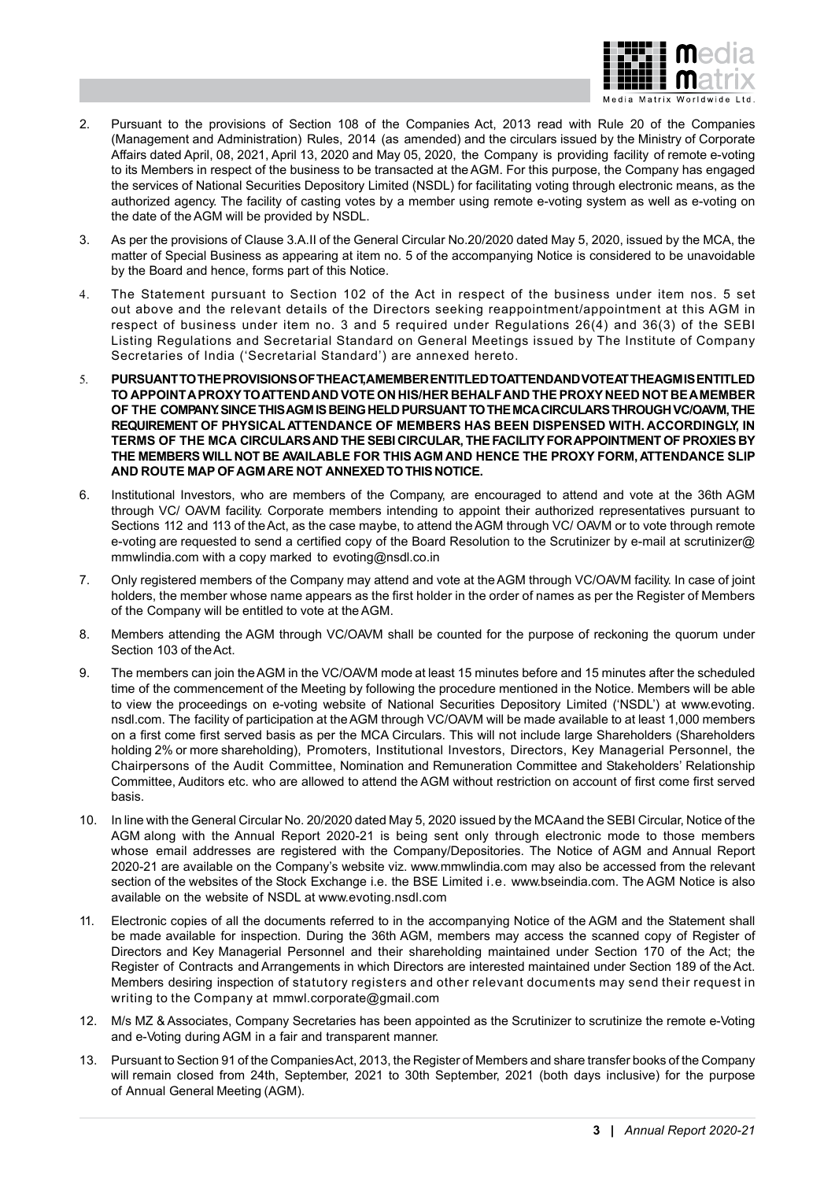2. Pursuant to the provisions of Section 108 of the Companies Act, 2013 read with Rule 20 of the Companies (Management and Administration) Rules, 2014 (as amended) and the circulars issued by the Ministry of Corporate Affairs dated April, 08, 2021, April 13, 2020 and May 05, 2020, the Company is providing facility of remote e-voting to its Members in respect of the business to be transacted at the AGM. For this purpose, the Company has engaged the services of National Securities Depository Limited (NSDL) for facilitating voting through electronic means, as the authorized agency. The facility of casting votes by a member using remote e-voting system as well as e-voting on the date of the AGM will be provided by NSDL.

3. As per the provisions of Clause 3.A.II of the General Circular No.20/2020 dated May 5, 2020, issued by the MCA, the matter of Special Business as appearing at item no. 5 of the accompanying Notice is considered to be unavoidable by the Board and hence, forms part of this Notice.

4. The Statement pursuant to Section 102 of the Act in respect of the business under item nos. 5 set out above and the relevant details of the Directors seeking reappointment/appointment at this AGM in respect of business under item no. 3 and 5 required under Regulations 26(4) and 36(3) of the SEBI Listing Regulations and Secretarial Standard on General Meetings issued by The Institute of Company Secretaries of India ('Secretarial Standard') are annexed hereto.

5. **PURSUANT TO THE PROVISIONS OF THE ACT, A MEMBER ENTITLED TO ATTEND AND VOTE AT THE AGM IS ENTITLED TO APPOINT A PROXY TO ATTEND AND VOTE ON HIS/HER BEHALF AND THE PROXY NEED NOT BE A MEMBER OF THE COMPANY. SINCE THIS AGM IS BEING HELD PURSUANT TO THE MCA CIRCULARS THROUGH VC/OAVM, THE REQUIREMENT OF PHYSICAL ATTENDANCE OF MEMBERS HAS BEEN DISPENSED WITH. ACCORDINGLY, IN TERMS OF THE MCA CIRCULARS AND THE SEBI CIRCULAR, THE FACILITY FOR APPOINTMENT OF PROXIES BY THE MEMBERS WILL NOT BE AVAILABLE FOR THIS AGM AND HENCE THE PROXY FORM, ATTENDANCE SLIP AND ROUTE MAP OF AGM ARE NOT ANNEXED TO THIS NOTICE.**

6. Institutional Investors, who are members of the Company, are encouraged to attend and vote at the 36th AGM through VC/ OAVM facility. Corporate members intending to appoint their authorized representatives pursuant to Sections 112 and 113 of the Act, as the case maybe, to attend the AGM through VC/ OAVM or to vote through remote e-voting are requested to send a certified copy of the Board Resolution to the Scrutinizer by e-mail at scrutinizer@ mmwlindia.com with a copy marked to evoting@nsdl.co.in

7. Only registered members of the Company may attend and vote at the AGM through VC/OAVM facility. In case of joint holders, the member whose name appears as the first holder in the order of names as per the Register of Members of the Company will be entitled to vote at the AGM.

8. Members attending the AGM through VC/OAVM shall be counted for the purpose of reckoning the quorum under Section 103 of the Act.

9. The members can join the AGM in the VC/OAVM mode at least 15 minutes before and 15 minutes after the scheduled time of the commencement of the Meeting by following the procedure mentioned in the Notice. Members will be able to view the proceedings on e-voting website of National Securities Depository Limited ('NSDL') at www.evoting. nsdl.com. The facility of participation at the AGM through VC/OAVM will be made available to at least 1,000 members on a first come first served basis as per the MCA Circulars. This will not include large Shareholders (Shareholders holding 2% or more shareholding), Promoters, Institutional Investors, Directors, Key Managerial Personnel, the Chairpersons of the Audit Committee, Nomination and Remuneration Committee and Stakeholders' Relationship Committee, Auditors etc. who are allowed to attend the AGM without restriction on account of first come first served basis.

10. In line with the General Circular No. 20/2020 dated May 5, 2020 issued by the MCA and the SEBI Circular, Notice of the AGM along with the Annual Report 2020-21 is being sent only through electronic mode to those members whose email addresses are registered with the Company/Depositories. The Notice of AGM and Annual Report 2020-21 are available on the Company's website viz. www.mmwlindia.com may also be accessed from the relevant section of the websites of the Stock Exchange i.e. the BSE Limited i.e. www.bseindia.com. The AGM Notice is also available on the website of NSDL at www.evoting.nsdl.com

11. Electronic copies of all the documents referred to in the accompanying Notice of the AGM and the Statement shall be made available for inspection. During the 36th AGM, members may access the scanned copy of Register of Directors and Key Managerial Personnel and their shareholding maintained under Section 170 of the Act; the Register of Contracts and Arrangements in which Directors are interested maintained under Section 189 of the Act. Members desiring inspection of statutory registers and other relevant documents may send their request in writing to the Company at mmwl.corporate@gmail.com

12. M/s MZ & Associates, Company Secretaries has been appointed as the Scrutinizer to scrutinize the remote e-Voting and e-Voting during AGM in a fair and transparent manner.

13. Pursuant to Section 91 of the Companies Act, 2013, the Register of Members and share transfer books of the Company will remain closed from 24th, September, 2021 to 30th September, 2021 (both days inclusive) for the purpose of Annual General Meeting (AGM).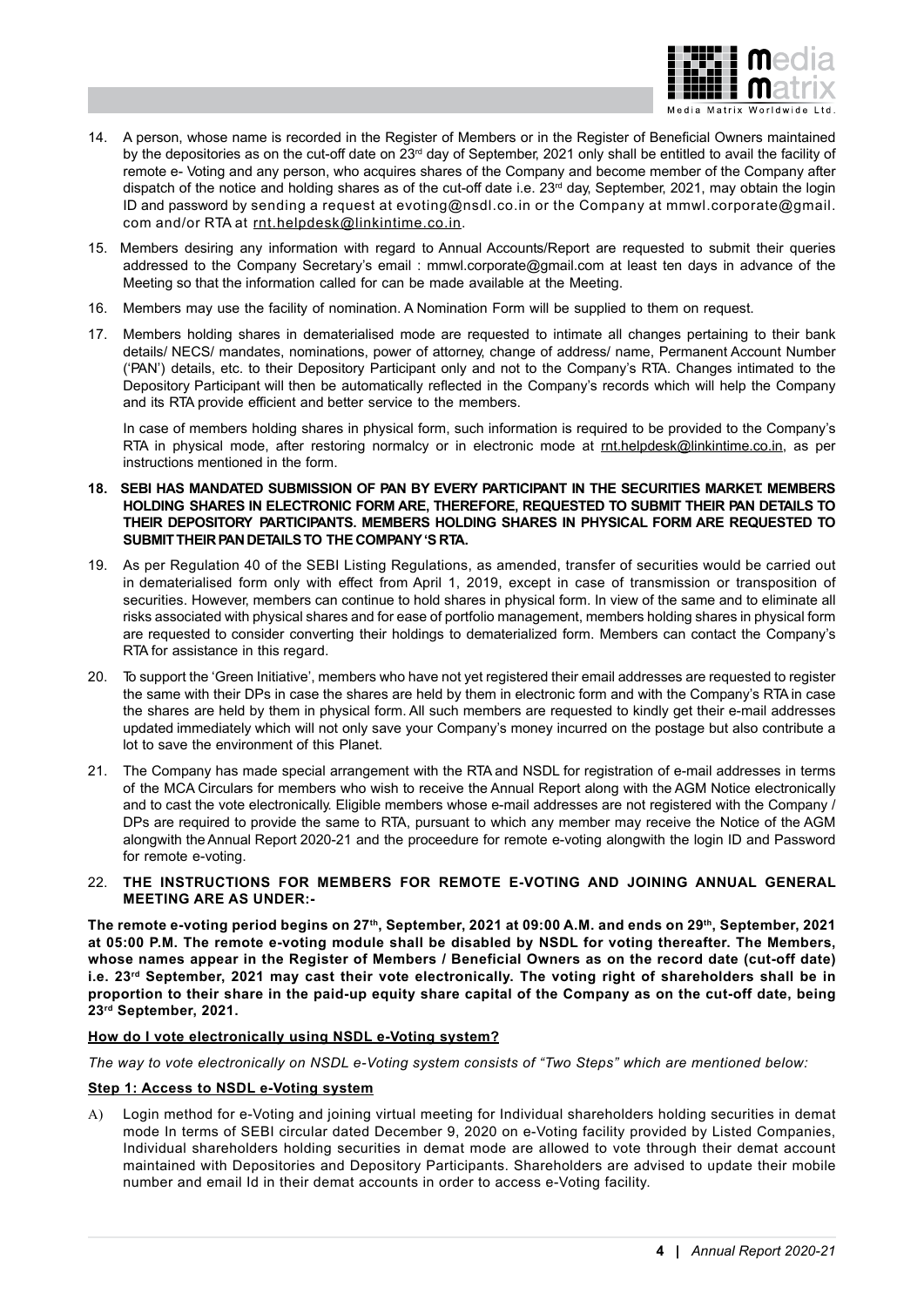14. A person, whose name is recorded in the Register of Members or in the Register of Beneficial Owners maintained by the depositories as on the cut-off date on 23rd day of September, 2021 only shall be entitled to avail the facility of remote e- Voting and any person, who acquires shares of the Company and become member of the Company after dispatch of the notice and holding shares as of the cut-off date i.e. 23rd day, September, 2021, may obtain the login ID and password by sending a request at evoting@nsdl.co.in or the Company at mmwl.corporate@gmail.com and/or RTA at rnt.helpdesk@linkintime.co.in.

15. Members desiring any information with regard to Annual Accounts/Report are requested to submit their queries addressed to the Company Secretary's email : mmwl.corporate@gmail.com at least ten days in advance of the Meeting so that the information called for can be made available at the Meeting.

16. Members may use the facility of nomination. A Nomination Form will be supplied to them on request.

17. Members holding shares in dematerialised mode are requested to intimate all changes pertaining to their bank details/ NECS/ mandates, nominations, power of attorney, change of address/ name, Permanent Account Number ('PAN') details, etc. to their Depository Participant only and not to the Company's RTA. Changes intimated to the Depository Participant will then be automatically reflected in the Company's records which will help the Company and its RTA provide efficient and better service to the members.

    In case of members holding shares in physical form, such information is required to be provided to the Company's RTA in physical mode, after restoring normalcy or in electronic mode at rnt.helpdesk@linkintime.co.in, as per instructions mentioned in the form.

18. **SEBI HAS MANDATED SUBMISSION OF PAN BY EVERY PARTICIPANT IN THE SECURITIES MARKET. MEMBERS HOLDING SHARES IN ELECTRONIC FORM ARE, THEREFORE, REQUESTED TO SUBMIT THEIR PAN DETAILS TO THEIR DEPOSITORY PARTICIPANTS. MEMBERS HOLDING SHARES IN PHYSICAL FORM ARE REQUESTED TO SUBMIT THEIR PAN DETAILS TO THE COMPANY 'S RTA.**

19. As per Regulation 40 of the SEBI Listing Regulations, as amended, transfer of securities would be carried out in dematerialised form only with effect from April 1, 2019, except in case of transmission or transposition of securities. However, members can continue to hold shares in physical form. In view of the same and to eliminate all risks associated with physical shares and for ease of portfolio management, members holding shares in physical form are requested to consider converting their holdings to dematerialized form. Members can contact the Company's RTA for assistance in this regard.

20. To support the 'Green Initiative', members who have not yet registered their email addresses are requested to register the same with their DPs in case the shares are held by them in electronic form and with the Company's RTA in case the shares are held by them in physical form. All such members are requested to kindly get their e-mail addresses updated immediately which will not only save your Company's money incurred on the postage but also contribute a lot to save the environment of this Planet.

21. The Company has made special arrangement with the RTA and NSDL for registration of e-mail addresses in terms of the MCA Circulars for members who wish to receive the Annual Report along with the AGM Notice electronically and to cast the vote electronically. Eligible members whose e-mail addresses are not registered with the Company / DPs are required to provide the same to RTA, pursuant to which any member may receive the Notice of the AGM alongwith the Annual Report 2020-21 and the proceedure for remote e-voting alongwith the login ID and Password for remote e-voting.

22. **THE INSTRUCTIONS FOR MEMBERS FOR REMOTE E-VOTING AND JOINING ANNUAL GENERAL MEETING ARE AS UNDER:-**

**The remote e-voting period begins on 27th, September, 2021 at 09:00 A.M. and ends on 29th, September, 2021 at 05:00 P.M. The remote e-voting module shall be disabled by NSDL for voting thereafter. The Members, whose names appear in the Register of Members / Beneficial Owners as on the record date (cut-off date) i.e. 23rd September, 2021 may cast their vote electronically. The voting right of shareholders shall be in proportion to their share in the paid-up equity share capital of the Company as on the cut-off date, being 23rd September, 2021.**

**How do I vote electronically using NSDL e-Voting system?**

*The way to vote electronically on NSDL e-Voting system consists of "Two Steps" which are mentioned below:*

**Step 1: Access to NSDL e-Voting system**

A) Login method for e-Voting and joining virtual meeting for Individual shareholders holding securities in demat mode In terms of SEBI circular dated December 9, 2020 on e-Voting facility provided by Listed Companies, Individual shareholders holding securities in demat mode are allowed to vote through their demat account maintained with Depositories and Depository Participants. Shareholders are advised to update their mobile number and email Id in their demat accounts in order to access e-Voting facility.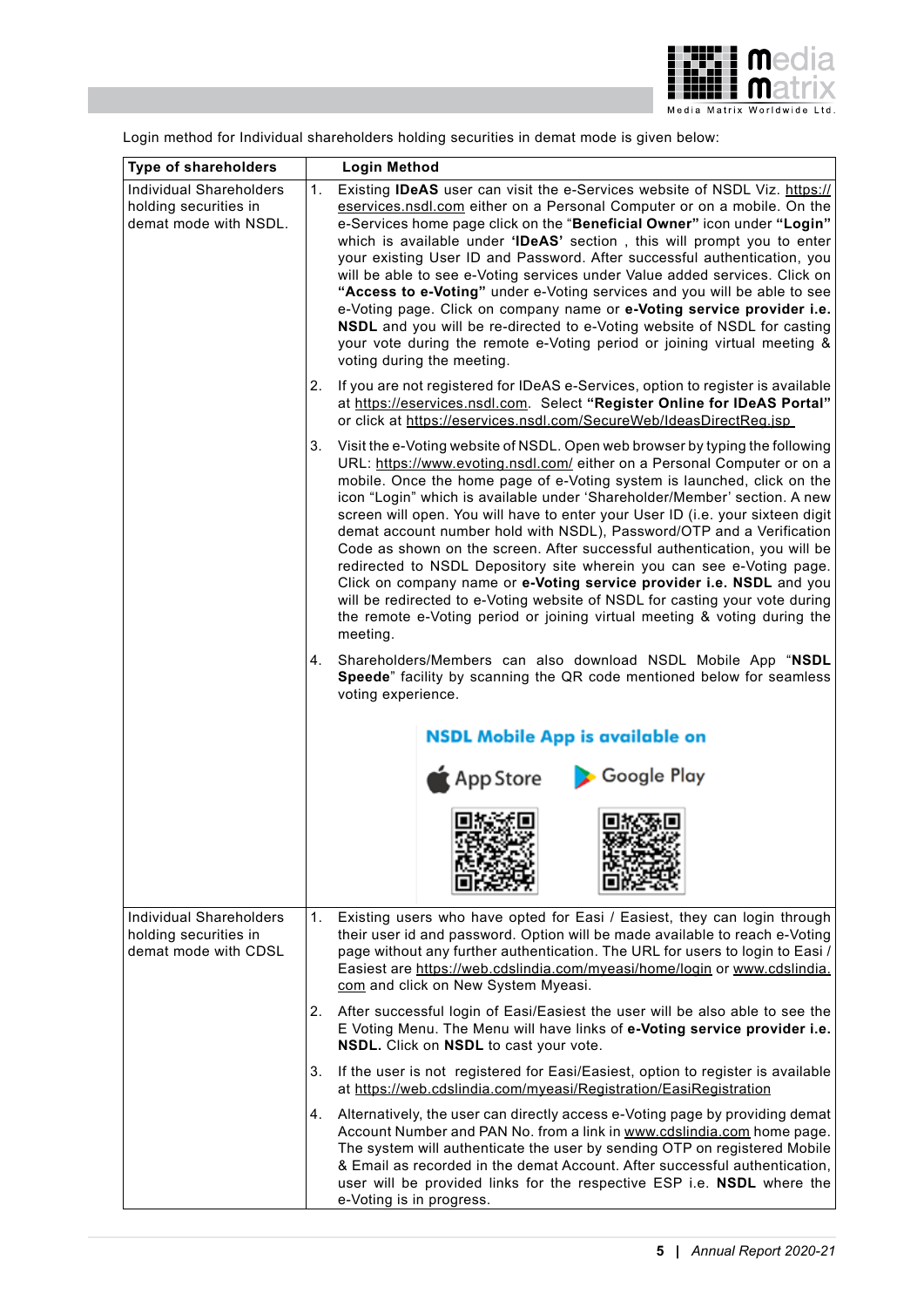Login method for Individual shareholders holding securities in demat mode is given below:

| Type of shareholders | Login Method |
|---|---|
| Individual Shareholders holding securities in demat mode with NSDL. | 1. Existing **IDeAS** user can visit the e-Services website of NSDL Viz. https://eservices.nsdl.com either on a Personal Computer or on a mobile. On the e-Services home page click on the "**Beneficial Owner"** icon under **"Login"** which is available under **'IDeAS'** section , this will prompt you to enter your existing User ID and Password. After successful authentication, you will be able to see e-Voting services under Value added services. Click on **"Access to e-Voting"** under e-Voting services and you will be able to see e-Voting page. Click on company name or **e-Voting service provider i.e. NSDL** and you will be re-directed to e-Voting website of NSDL for casting your vote during the remote e-Voting period or joining virtual meeting & voting during the meeting.<br><br>2. If you are not registered for IDeAS e-Services, option to register is available at https://eservices.nsdl.com. Select **"Register Online for IDeAS Portal"** or click at https://eservices.nsdl.com/SecureWeb/IdeasDirectReg.jsp<br><br>3. Visit the e-Voting website of NSDL. Open web browser by typing the following URL: https://www.evoting.nsdl.com/ either on a Personal Computer or on a mobile. Once the home page of e-Voting system is launched, click on the icon "Login" which is available under 'Shareholder/Member' section. A new screen will open. You will have to enter your User ID (i.e. your sixteen digit demat account number hold with NSDL), Password/OTP and a Verification Code as shown on the screen. After successful authentication, you will be redirected to NSDL Depository site wherein you can see e-Voting page. Click on company name or **e-Voting service provider i.e. NSDL** and you will be redirected to e-Voting website of NSDL for casting your vote during the remote e-Voting period or joining virtual meeting & voting during the meeting.<br><br>4. Shareholders/Members can also download NSDL Mobile App "**NSDL Speede**" facility by scanning the QR code mentioned below for seamless voting experience.<br><br>**NSDL Mobile App is available on**<br>App Store Google Play |
| Individual Shareholders holding securities in demat mode with CDSL | 1. Existing users who have opted for Easi / Easiest, they can login through their user id and password. Option will be made available to reach e-Voting page without any further authentication. The URL for users to login to Easi / Easiest are https://web.cdslindia.com/myeasi/home/login or www.cdslindia.com and click on New System Myeasi.<br><br>2. After successful login of Easi/Easiest the user will be also able to see the E Voting Menu. The Menu will have links of **e-Voting service provider i.e. NSDL.** Click on **NSDL** to cast your vote.<br><br>3. If the user is not registered for Easi/Easiest, option to register is available at https://web.cdslindia.com/myeasi/Registration/EasiRegistration<br><br>4. Alternatively, the user can directly access e-Voting page by providing demat Account Number and PAN No. from a link in www.cdslindia.com home page. The system will authenticate the user by sending OTP on registered Mobile & Email as recorded in the demat Account. After successful authentication, user will be provided links for the respective ESP i.e. **NSDL** where the e-Voting is in progress. |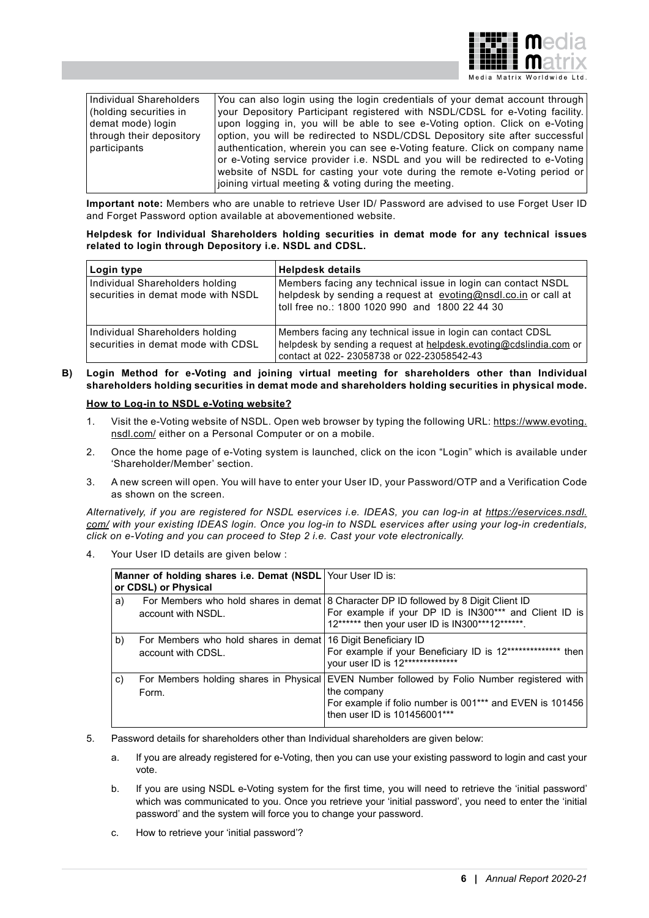| Individual Shareholders (holding securities in demat mode) login through their depository participants | You can also login using the login credentials of your demat account through your Depository Participant registered with NSDL/CDSL for e-Voting facility. upon logging in, you will be able to see e-Voting option. Click on e-Voting option, you will be redirected to NSDL/CDSL Depository site after successful authentication, wherein you can see e-Voting feature. Click on company name or e-Voting service provider i.e. NSDL and you will be redirected to e-Voting website of NSDL for casting your vote during the remote e-Voting period or joining virtual meeting & voting during the meeting. |
|---|---|

**Important note:** Members who are unable to retrieve User ID/ Password are advised to use Forget User ID and Forget Password option available at abovementioned website.

**Helpdesk for Individual Shareholders holding securities in demat mode for any technical issues related to login through Depository i.e. NSDL and CDSL.**

| Login type | Helpdesk details |
|---|---|
| Individual Shareholders holding securities in demat mode with NSDL | Members facing any technical issue in login can contact NSDL helpdesk by sending a request at evoting@nsdl.co.in or call at toll free no.: 1800 1020 990 and 1800 22 44 30 |
| Individual Shareholders holding securities in demat mode with CDSL | Members facing any technical issue in login can contact CDSL helpdesk by sending a request at helpdesk.evoting@cdslindia.com or contact at 022- 23058738 or 022-23058542-43 |

**B) Login Method for e-Voting and joining virtual meeting for shareholders other than Individual shareholders holding securities in demat mode and shareholders holding securities in physical mode.**

**How to Log-in to NSDL e-Voting website?**

1. Visit the e-Voting website of NSDL. Open web browser by typing the following URL: https://www.evoting.nsdl.com/ either on a Personal Computer or on a mobile.

2. Once the home page of e-Voting system is launched, click on the icon "Login" which is available under 'Shareholder/Member' section.

3. A new screen will open. You will have to enter your User ID, your Password/OTP and a Verification Code as shown on the screen.

*Alternatively, if you are registered for NSDL eservices i.e. IDEAS, you can log-in at https://eservices.nsdl.com/ with your existing IDEAS login. Once you log-in to NSDL eservices after using your log-in credentials, click on e-Voting and you can proceed to Step 2 i.e. Cast your vote electronically.*

4. Your User ID details are given below :

| Manner of holding shares i.e. Demat (NSDL or CDSL) or Physical | Your User ID is: |
|---|---|
| a) For Members who hold shares in demat account with NSDL. | 8 Character DP ID followed by 8 Digit Client ID<br>For example if your DP ID is IN300*** and Client ID is 12****** then your user ID is IN300***12******. |
| b) For Members who hold shares in demat account with CDSL. | 16 Digit Beneficiary ID<br>For example if your Beneficiary ID is 12************** then your user ID is 12************** |
| c) For Members holding shares in Physical Form. | EVEN Number followed by Folio Number registered with the company<br>For example if folio number is 001*** and EVEN is 101456 then user ID is 101456001*** |

5. Password details for shareholders other than Individual shareholders are given below:

   a. If you are already registered for e-Voting, then you can use your existing password to login and cast your vote.

   b. If you are using NSDL e-Voting system for the first time, you will need to retrieve the 'initial password' which was communicated to you. Once you retrieve your 'initial password', you need to enter the 'initial password' and the system will force you to change your password.

   c. How to retrieve your 'initial password'?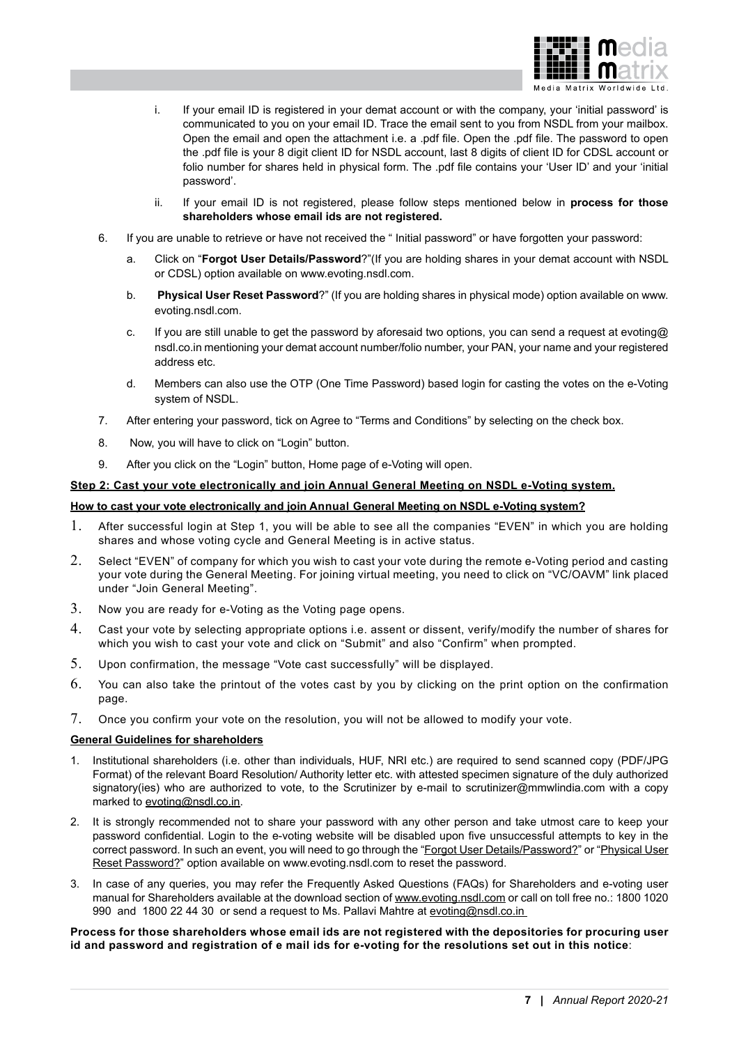i. If your email ID is registered in your demat account or with the company, your 'initial password' is communicated to you on your email ID. Trace the email sent to you from NSDL from your mailbox. Open the email and open the attachment i.e. a .pdf file. Open the .pdf file. The password to open the .pdf file is your 8 digit client ID for NSDL account, last 8 digits of client ID for CDSL account or folio number for shares held in physical form. The .pdf file contains your 'User ID' and your 'initial password'.

ii. If your email ID is not registered, please follow steps mentioned below in **process for those shareholders whose email ids are not registered.**

6. If you are unable to retrieve or have not received the " Initial password" or have forgotten your password:

   a. Click on "**Forgot User Details/Password**?"(If you are holding shares in your demat account with NSDL or CDSL) option available on www.evoting.nsdl.com.

   b. **Physical User Reset Password**?" (If you are holding shares in physical mode) option available on www.evoting.nsdl.com.

   c. If you are still unable to get the password by aforesaid two options, you can send a request at evoting@nsdl.co.in mentioning your demat account number/folio number, your PAN, your name and your registered address etc.

   d. Members can also use the OTP (One Time Password) based login for casting the votes on the e-Voting system of NSDL.

7. After entering your password, tick on Agree to "Terms and Conditions" by selecting on the check box.

8. Now, you will have to click on "Login" button.

9. After you click on the "Login" button, Home page of e-Voting will open.

**Step 2: Cast your vote electronically and join Annual General Meeting on NSDL e-Voting system.**

**How to cast your vote electronically and join Annual General Meeting on NSDL e-Voting system?**

1. After successful login at Step 1, you will be able to see all the companies "EVEN" in which you are holding shares and whose voting cycle and General Meeting is in active status.
2. Select "EVEN" of company for which you wish to cast your vote during the remote e-Voting period and casting your vote during the General Meeting. For joining virtual meeting, you need to click on "VC/OAVM" link placed under "Join General Meeting".
3. Now you are ready for e-Voting as the Voting page opens.
4. Cast your vote by selecting appropriate options i.e. assent or dissent, verify/modify the number of shares for which you wish to cast your vote and click on "Submit" and also "Confirm" when prompted.
5. Upon confirmation, the message "Vote cast successfully" will be displayed.
6. You can also take the printout of the votes cast by you by clicking on the print option on the confirmation page.
7. Once you confirm your vote on the resolution, you will not be allowed to modify your vote.

**General Guidelines for shareholders**

1. Institutional shareholders (i.e. other than individuals, HUF, NRI etc.) are required to send scanned copy (PDF/JPG Format) of the relevant Board Resolution/ Authority letter etc. with attested specimen signature of the duly authorized signatory(ies) who are authorized to vote, to the Scrutinizer by e-mail to scrutinizer@mmwlindia.com with a copy marked to evoting@nsdl.co.in.
2. It is strongly recommended not to share your password with any other person and take utmost care to keep your password confidential. Login to the e-voting website will be disabled upon five unsuccessful attempts to key in the correct password. In such an event, you will need to go through the "Forgot User Details/Password?" or "Physical User Reset Password?" option available on www.evoting.nsdl.com to reset the password.
3. In case of any queries, you may refer the Frequently Asked Questions (FAQs) for Shareholders and e-voting user manual for Shareholders available at the download section of www.evoting.nsdl.com or call on toll free no.: 1800 1020 990 and 1800 22 44 30 or send a request to Ms. Pallavi Mahtre at evoting@nsdl.co.in

**Process for those shareholders whose email ids are not registered with the depositories for procuring user id and password and registration of e mail ids for e-voting for the resolutions set out in this notice**: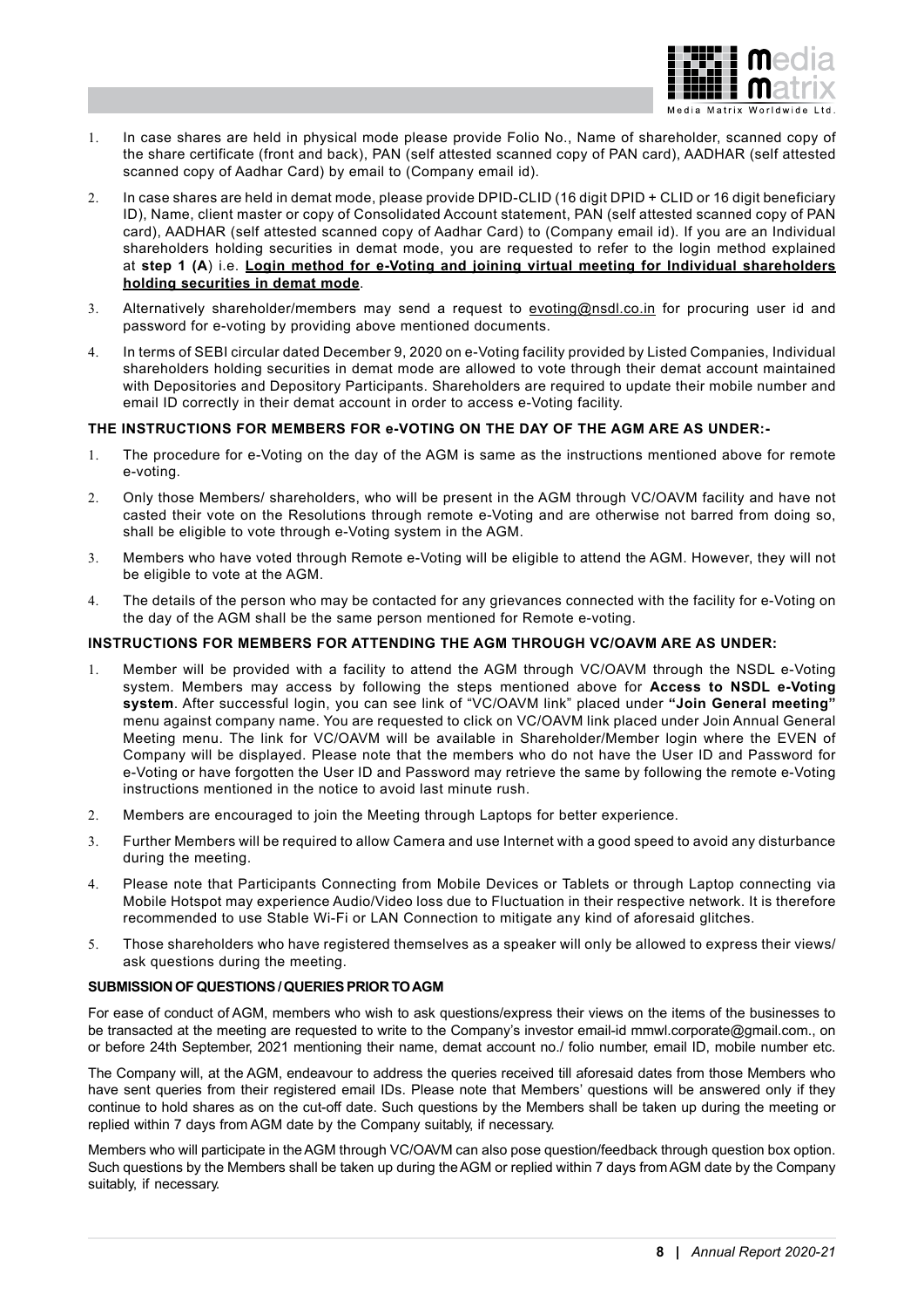1. In case shares are held in physical mode please provide Folio No., Name of shareholder, scanned copy of the share certificate (front and back), PAN (self attested scanned copy of PAN card), AADHAR (self attested scanned copy of Aadhar Card) by email to (Company email id).
2. In case shares are held in demat mode, please provide DPID-CLID (16 digit DPID + CLID or 16 digit beneficiary ID), Name, client master or copy of Consolidated Account statement, PAN (self attested scanned copy of PAN card), AADHAR (self attested scanned copy of Aadhar Card) to (Company email id). If you are an Individual shareholders holding securities in demat mode, you are requested to refer to the login method explained at **step 1 (A**) i.e. **Login method for e-Voting and joining virtual meeting for Individual shareholders holding securities in demat mode**.
3. Alternatively shareholder/members may send a request to evoting@nsdl.co.in for procuring user id and password for e-voting by providing above mentioned documents.
4. In terms of SEBI circular dated December 9, 2020 on e-Voting facility provided by Listed Companies, Individual shareholders holding securities in demat mode are allowed to vote through their demat account maintained with Depositories and Depository Participants. Shareholders are required to update their mobile number and email ID correctly in their demat account in order to access e-Voting facility.

**THE INSTRUCTIONS FOR MEMBERS FOR e-VOTING ON THE DAY OF THE AGM ARE AS UNDER:-**

1. The procedure for e-Voting on the day of the AGM is same as the instructions mentioned above for remote e-voting.
2. Only those Members/ shareholders, who will be present in the AGM through VC/OAVM facility and have not casted their vote on the Resolutions through remote e-Voting and are otherwise not barred from doing so, shall be eligible to vote through e-Voting system in the AGM.
3. Members who have voted through Remote e-Voting will be eligible to attend the AGM. However, they will not be eligible to vote at the AGM.
4. The details of the person who may be contacted for any grievances connected with the facility for e-Voting on the day of the AGM shall be the same person mentioned for Remote e-voting.

**INSTRUCTIONS FOR MEMBERS FOR ATTENDING THE AGM THROUGH VC/OAVM ARE AS UNDER:**

1. Member will be provided with a facility to attend the AGM through VC/OAVM through the NSDL e-Voting system. Members may access by following the steps mentioned above for **Access to NSDL e-Voting system**. After successful login, you can see link of "VC/OAVM link" placed under **"Join General meeting"** menu against company name. You are requested to click on VC/OAVM link placed under Join Annual General Meeting menu. The link for VC/OAVM will be available in Shareholder/Member login where the EVEN of Company will be displayed. Please note that the members who do not have the User ID and Password for e-Voting or have forgotten the User ID and Password may retrieve the same by following the remote e-Voting instructions mentioned in the notice to avoid last minute rush.
2. Members are encouraged to join the Meeting through Laptops for better experience.
3. Further Members will be required to allow Camera and use Internet with a good speed to avoid any disturbance during the meeting.
4. Please note that Participants Connecting from Mobile Devices or Tablets or through Laptop connecting via Mobile Hotspot may experience Audio/Video loss due to Fluctuation in their respective network. It is therefore recommended to use Stable Wi-Fi or LAN Connection to mitigate any kind of aforesaid glitches.
5. Those shareholders who have registered themselves as a speaker will only be allowed to express their views/ ask questions during the meeting.

**SUBMISSION OF QUESTIONS / QUERIES PRIOR TO AGM**

For ease of conduct of AGM, members who wish to ask questions/express their views on the items of the businesses to be transacted at the meeting are requested to write to the Company's investor email-id mmwl.corporate@gmail.com., on or before 24th September, 2021 mentioning their name, demat account no./ folio number, email ID, mobile number etc.

The Company will, at the AGM, endeavour to address the queries received till aforesaid dates from those Members who have sent queries from their registered email IDs. Please note that Members' questions will be answered only if they continue to hold shares as on the cut-off date. Such questions by the Members shall be taken up during the meeting or replied within 7 days from AGM date by the Company suitably, if necessary.

Members who will participate in the AGM through VC/OAVM can also pose question/feedback through question box option. Such questions by the Members shall be taken up during the AGM or replied within 7 days from AGM date by the Company suitably, if necessary.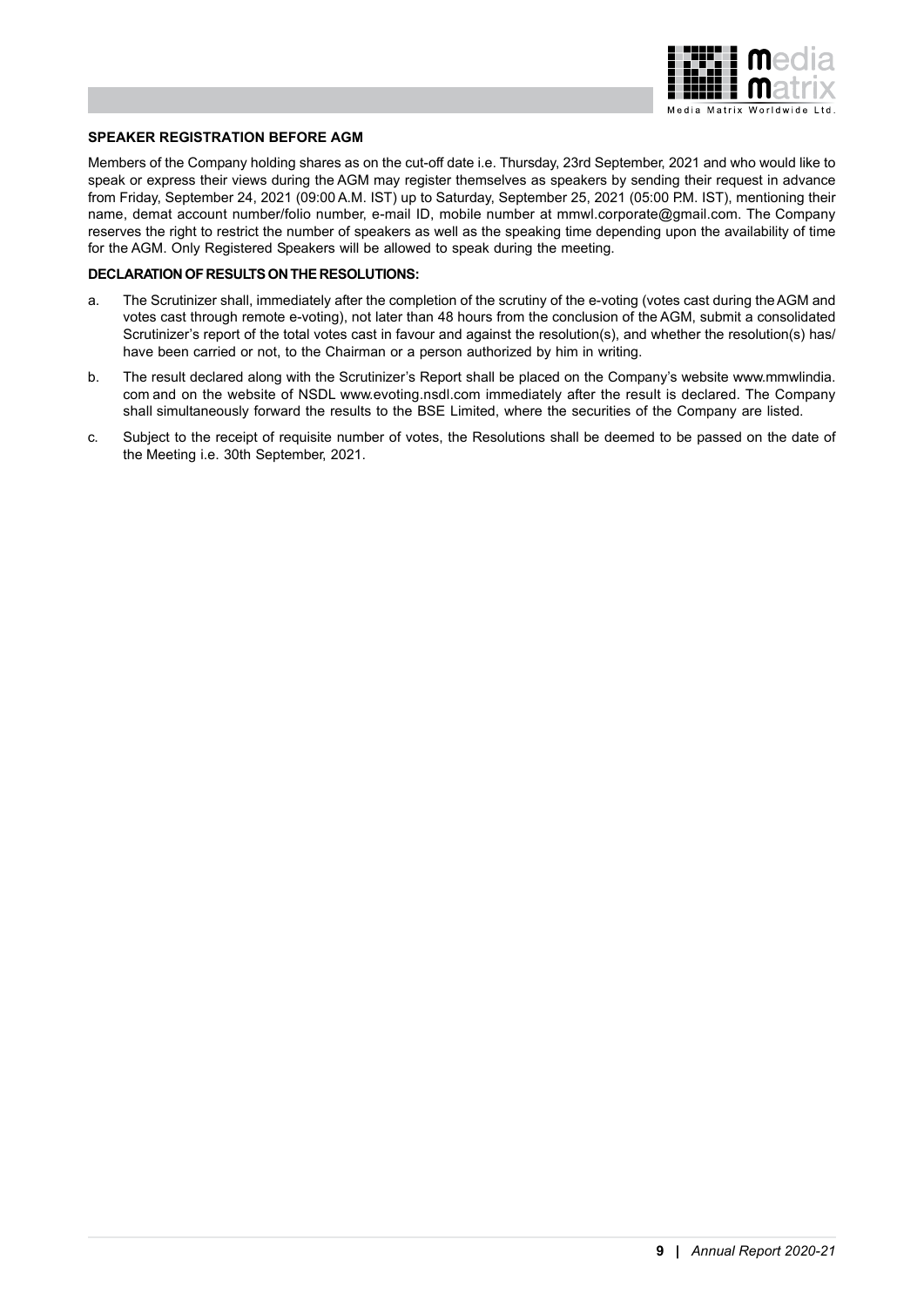### SPEAKER REGISTRATION BEFORE AGM

Members of the Company holding shares as on the cut-off date i.e. Thursday, 23rd September, 2021 and who would like to speak or express their views during the AGM may register themselves as speakers by sending their request in advance from Friday, September 24, 2021 (09:00 A.M. IST) up to Saturday, September 25, 2021 (05:00 P.M. IST), mentioning their name, demat account number/folio number, e-mail ID, mobile number at mmwl.corporate@gmail.com. The Company reserves the right to restrict the number of speakers as well as the speaking time depending upon the availability of time for the AGM. Only Registered Speakers will be allowed to speak during the meeting.

### DECLARATION OF RESULTS ON THE RESOLUTIONS:

a. The Scrutinizer shall, immediately after the completion of the scrutiny of the e-voting (votes cast during the AGM and votes cast through remote e-voting), not later than 48 hours from the conclusion of the AGM, submit a consolidated Scrutinizer's report of the total votes cast in favour and against the resolution(s), and whether the resolution(s) has/have been carried or not, to the Chairman or a person authorized by him in writing.

b. The result declared along with the Scrutinizer's Report shall be placed on the Company's website www.mmwlindia.com and on the website of NSDL www.evoting.nsdl.com immediately after the result is declared. The Company shall simultaneously forward the results to the BSE Limited, where the securities of the Company are listed.

c. Subject to the receipt of requisite number of votes, the Resolutions shall be deemed to be passed on the date of the Meeting i.e. 30th September, 2021.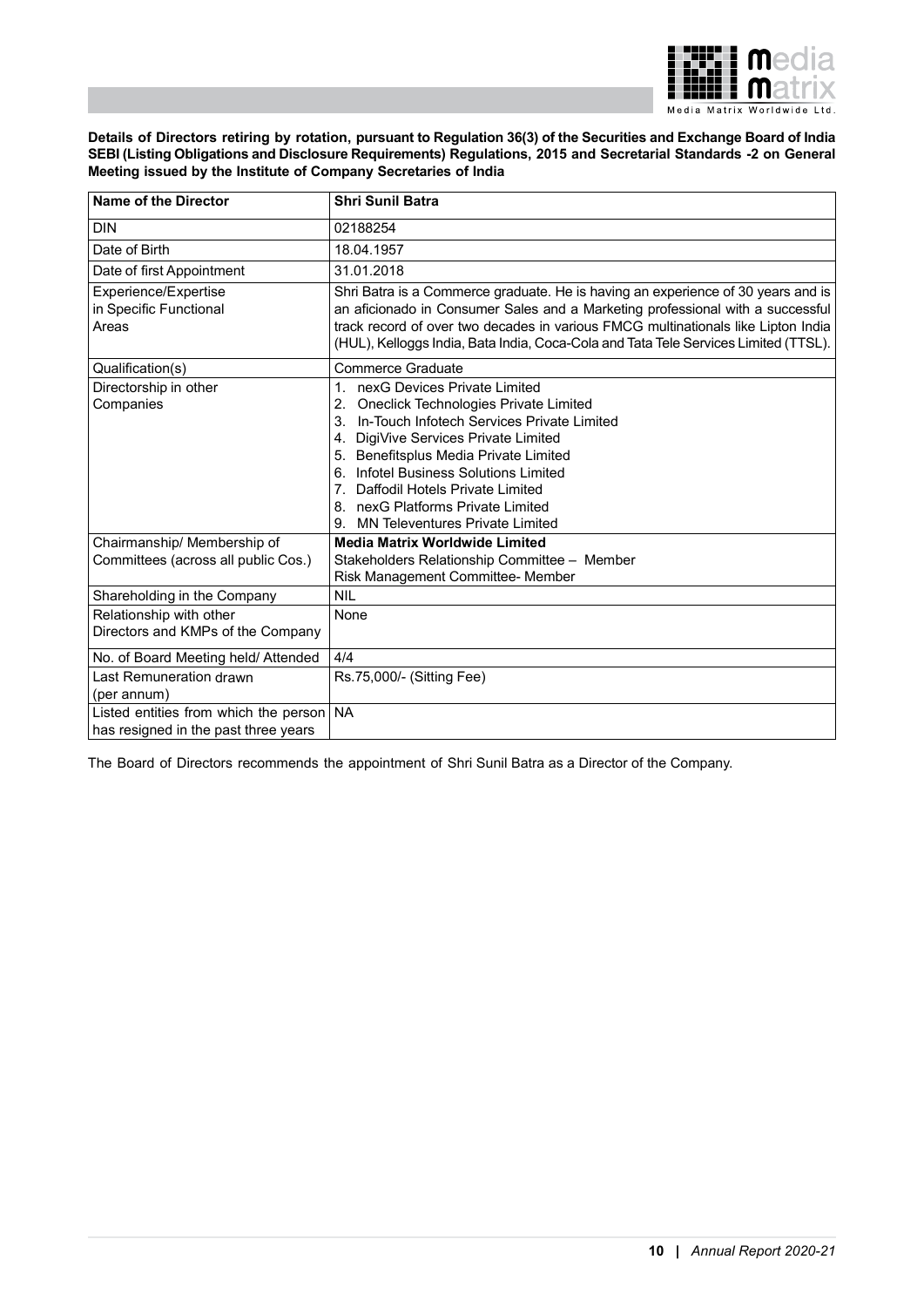**Details of Directors retiring by rotation, pursuant to Regulation 36(3) of the Securities and Exchange Board of India SEBI (Listing Obligations and Disclosure Requirements) Regulations, 2015 and Secretarial Standards -2 on General Meeting issued by the Institute of Company Secretaries of India**

| **Name of the Director** | **Shri Sunil Batra** |
|---|---|
| DIN | 02188254 |
| Date of Birth | 18.04.1957 |
| Date of first Appointment | 31.01.2018 |
| Experience/Expertise in Specific Functional Areas | Shri Batra is a Commerce graduate. He is having an experience of 30 years and is an aficionado in Consumer Sales and a Marketing professional with a successful track record of over two decades in various FMCG multinationals like Lipton India (HUL), Kelloggs India, Bata India, Coca-Cola and Tata Tele Services Limited (TTSL). |
| Qualification(s) | Commerce Graduate |
| Directorship in other Companies | 1. nexG Devices Private Limited<br>2. Oneclick Technologies Private Limited<br>3. In-Touch Infotech Services Private Limited<br>4. DigiVive Services Private Limited<br>5. Benefitsplus Media Private Limited<br>6. Infotel Business Solutions Limited<br>7. Daffodil Hotels Private Limited<br>8. nexG Platforms Private Limited<br>9. MN Televentures Private Limited |
| Chairmanship/ Membership of Committees (across all public Cos.) | **Media Matrix Worldwide Limited**<br>Stakeholders Relationship Committee – Member<br>Risk Management Committee- Member |
| Shareholding in the Company | NIL |
| Relationship with other Directors and KMPs of the Company | None |
| No. of Board Meeting held/ Attended | 4/4 |
| Last Remuneration drawn (per annum) | Rs.75,000/- (Sitting Fee) |
| Listed entities from which the person has resigned in the past three years | NA |

The Board of Directors recommends the appointment of Shri Sunil Batra as a Director of the Company.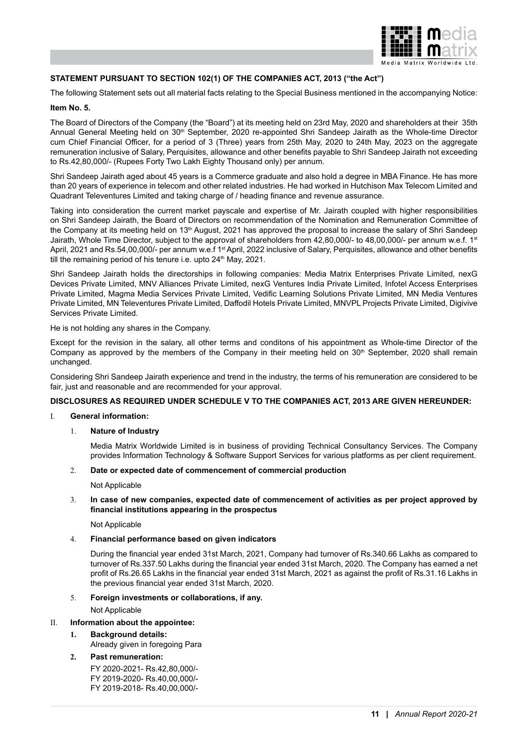**STATEMENT PURSUANT TO SECTION 102(1) OF THE COMPANIES ACT, 2013 ("the Act")**

The following Statement sets out all material facts relating to the Special Business mentioned in the accompanying Notice:

**Item No. 5.**

The Board of Directors of the Company (the "Board") at its meeting held on 23rd May, 2020 and shareholders at their 35th Annual General Meeting held on 30th September, 2020 re-appointed Shri Sandeep Jairath as the Whole-time Director cum Chief Financial Officer, for a period of 3 (Three) years from 25th May, 2020 to 24th May, 2023 on the aggregate remuneration inclusive of Salary, Perquisites, allowance and other benefits payable to Shri Sandeep Jairath not exceeding to Rs.42,80,000/- (Rupees Forty Two Lakh Eighty Thousand only) per annum.

Shri Sandeep Jairath aged about 45 years is a Commerce graduate and also hold a degree in MBA Finance. He has more than 20 years of experience in telecom and other related industries. He had worked in Hutchison Max Telecom Limited and Quadrant Televentures Limited and taking charge of / heading finance and revenue assurance.

Taking into consideration the current market payscale and expertise of Mr. Jairath coupled with higher responsibilities on Shri Sandeep Jairath, the Board of Directors on recommendation of the Nomination and Remuneration Committee of the Company at its meeting held on 13th August, 2021 has approved the proposal to increase the salary of Shri Sandeep Jairath, Whole Time Director, subject to the approval of shareholders from 42,80,000/- to 48,00,000/- per annum w.e.f. 1st April, 2021 and Rs.54,00,000/- per annum w.e.f 1st April, 2022 inclusive of Salary, Perquisites, allowance and other benefits till the remaining period of his tenure i.e. upto 24th May, 2021.

Shri Sandeep Jairath holds the directorships in following companies: Media Matrix Enterprises Private Limited, nexG Devices Private Limited, MNV Alliances Private Limited, nexG Ventures India Private Limited, Infotel Access Enterprises Private Limited, Magma Media Services Private Limited, Vedific Learning Solutions Private Limited, MN Media Ventures Private Limited, MN Televentures Private Limited, Daffodil Hotels Private Limited, MNVPL Projects Private Limited, Digivive Services Private Limited.

He is not holding any shares in the Company.

Except for the revision in the salary, all other terms and conditons of his appointment as Whole-time Director of the Company as approved by the members of the Company in their meeting held on 30th September, 2020 shall remain unchanged.

Considering Shri Sandeep Jairath experience and trend in the industry, the terms of his remuneration are considered to be fair, just and reasonable and are recommended for your approval.

**DISCLOSURES AS REQUIRED UNDER SCHEDULE V TO THE COMPANIES ACT, 2013 ARE GIVEN HEREUNDER:**

I. **General information:**

1. **Nature of Industry**

   Media Matrix Worldwide Limited is in business of providing Technical Consultancy Services. The Company provides Information Technology & Software Support Services for various platforms as per client requirement.

2. **Date or expected date of commencement of commercial production**

   Not Applicable

3. **In case of new companies, expected date of commencement of activities as per project approved by financial institutions appearing in the prospectus**

   Not Applicable

4. **Financial performance based on given indicators**

   During the financial year ended 31st March, 2021, Company had turnover of Rs.340.66 Lakhs as compared to turnover of Rs.337.50 Lakhs during the financial year ended 31st March, 2020. The Company has earned a net profit of Rs.26.65 Lakhs in the financial year ended 31st March, 2021 as against the profit of Rs.31.16 Lakhs in the previous financial year ended 31st March, 2020.

5. **Foreign investments or collaborations, if any.**

   Not Applicable

II. **Information about the appointee:**

1. **Background details:**
   Already given in foregoing Para

2. **Past remuneration:**
   FY 2020-2021- Rs.42,80,000/-
   FY 2019-2020- Rs.40,00,000/-
   FY 2019-2018- Rs.40,00,000/-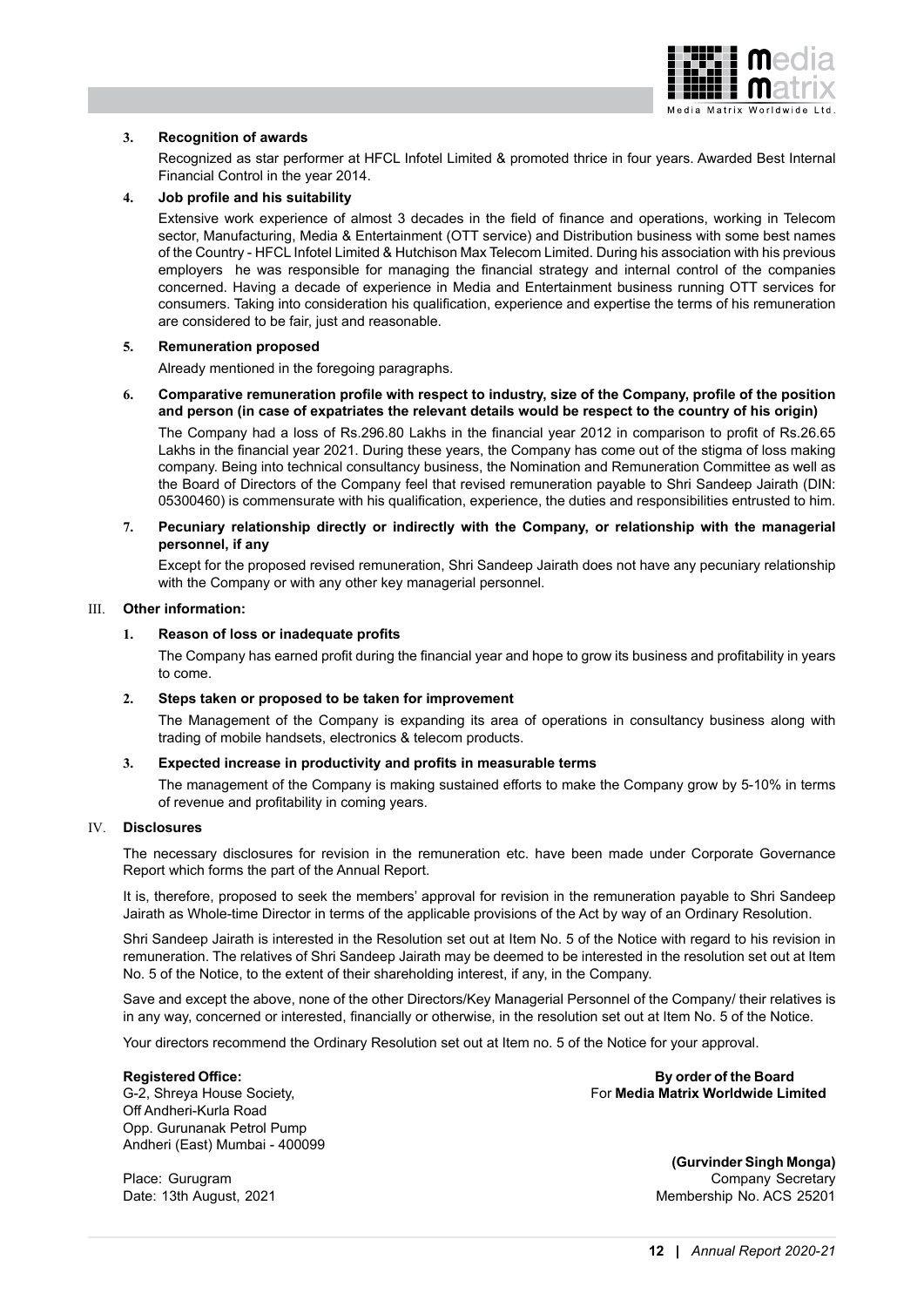**3. Recognition of awards**

Recognized as star performer at HFCL Infotel Limited & promoted thrice in four years. Awarded Best Internal Financial Control in the year 2014.

**4. Job profile and his suitability**

Extensive work experience of almost 3 decades in the field of finance and operations, working in Telecom sector, Manufacturing, Media & Entertainment (OTT service) and Distribution business with some best names of the Country - HFCL Infotel Limited & Hutchison Max Telecom Limited. During his association with his previous employers he was responsible for managing the financial strategy and internal control of the companies concerned. Having a decade of experience in Media and Entertainment business running OTT services for consumers. Taking into consideration his qualification, experience and expertise the terms of his remuneration are considered to be fair, just and reasonable.

**5. Remuneration proposed**

Already mentioned in the foregoing paragraphs.

**6. Comparative remuneration profile with respect to industry, size of the Company, profile of the position and person (in case of expatriates the relevant details would be respect to the country of his origin)**

The Company had a loss of Rs.296.80 Lakhs in the financial year 2012 in comparison to profit of Rs.26.65 Lakhs in the financial year 2021. During these years, the Company has come out of the stigma of loss making company. Being into technical consultancy business, the Nomination and Remuneration Committee as well as the Board of Directors of the Company feel that revised remuneration payable to Shri Sandeep Jairath (DIN: 05300460) is commensurate with his qualification, experience, the duties and responsibilities entrusted to him.

**7. Pecuniary relationship directly or indirectly with the Company, or relationship with the managerial personnel, if any**

Except for the proposed revised remuneration, Shri Sandeep Jairath does not have any pecuniary relationship with the Company or with any other key managerial personnel.

III. **Other information:**

**1. Reason of loss or inadequate profits**

The Company has earned profit during the financial year and hope to grow its business and profitability in years to come.

**2. Steps taken or proposed to be taken for improvement**

The Management of the Company is expanding its area of operations in consultancy business along with trading of mobile handsets, electronics & telecom products.

**3. Expected increase in productivity and profits in measurable terms**

The management of the Company is making sustained efforts to make the Company grow by 5-10% in terms of revenue and profitability in coming years.

IV. **Disclosures**

The necessary disclosures for revision in the remuneration etc. have been made under Corporate Governance Report which forms the part of the Annual Report.

It is, therefore, proposed to seek the members' approval for revision in the remuneration payable to Shri Sandeep Jairath as Whole-time Director in terms of the applicable provisions of the Act by way of an Ordinary Resolution.

Shri Sandeep Jairath is interested in the Resolution set out at Item No. 5 of the Notice with regard to his revision in remuneration. The relatives of Shri Sandeep Jairath may be deemed to be interested in the resolution set out at Item No. 5 of the Notice, to the extent of their shareholding interest, if any, in the Company.

Save and except the above, none of the other Directors/Key Managerial Personnel of the Company/ their relatives is in any way, concerned or interested, financially or otherwise, in the resolution set out at Item No. 5 of the Notice.

Your directors recommend the Ordinary Resolution set out at Item no. 5 of the Notice for your approval.

**Registered Office:**
G-2, Shreya House Society,
Off Andheri-Kurla Road
Opp. Gurunanak Petrol Pump
Andheri (East) Mumbai - 400099

Place: Gurugram
Date: 13th August, 2021

**By order of the Board**
For **Media Matrix Worldwide Limited**

**(Gurvinder Singh Monga)**
Company Secretary
Membership No. ACS 25201